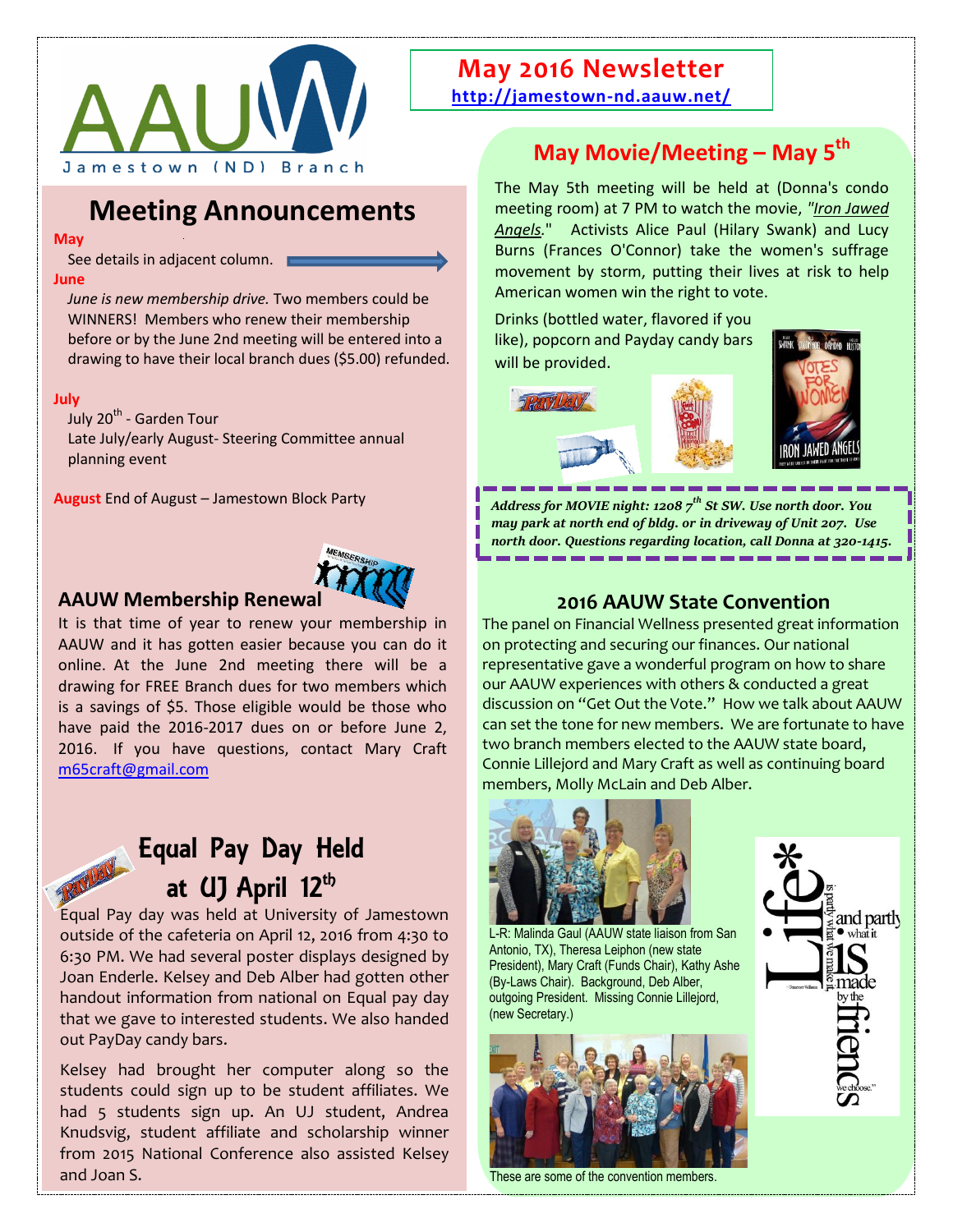AAUW Jamestown (ND) Branch

# May 2016 Newsletter

http://jamestown-nd.aauw.net/

## Meeting Announcements

**May**

See details in adjacent column.

**June**

*June is new membership drive.* Two members could be WINNERS! Members who renew their membership before or by the June 2nd meeting will be entered into a drawing to have their local branch dues ($5.00) refunded.

**July**

July 20th - Garden Tour

Late July/early August- Steering Committee annual planning event

**August** End of August – Jamestown Block Party

### AAUW Membership Renewal

It is that time of year to renew your membership in AAUW and it has gotten easier because you can do it online. At the June 2nd meeting there will be a drawing for FREE Branch dues for two members which is a savings of $5. Those eligible would be those who have paid the 2016-2017 dues on or before June 2, 2016. If you have questions, contact Mary Craft m65craft@gmail.com

### Equal Pay Day Held at UJ April 12th

Equal Pay day was held at University of Jamestown outside of the cafeteria on April 12, 2016 from 4:30 to 6:30 PM. We had several poster displays designed by Joan Enderle. Kelsey and Deb Alber had gotten other handout information from national on Equal pay day that we gave to interested students. We also handed out PayDay candy bars.

Kelsey had brought her computer along so the students could sign up to be student affiliates. We had 5 students sign up. An UJ student, Andrea Knudsvig, student affiliate and scholarship winner from 2015 National Conference also assisted Kelsey and Joan S.

## May Movie/Meeting – May 5th

The May 5th meeting will be held at (Donna's condo meeting room) at 7 PM to watch the movie, *"Iron Jawed Angels."* Activists Alice Paul (Hilary Swank) and Lucy Burns (Frances O'Connor) take the women's suffrage movement by storm, putting their lives at risk to help American women win the right to vote.

Drinks (bottled water, flavored if you like), popcorn and Payday candy bars will be provided.

***Address for MOVIE night: 1208 7th St SW. Use north door. You may park at north end of bldg. or in driveway of Unit 207. Use north door. Questions regarding location, call Donna at 320-1415.***

### 2016 AAUW State Convention

The panel on Financial Wellness presented great information on protecting and securing our finances. Our national representative gave a wonderful program on how to share our AAUW experiences with others & conducted a great discussion on "Get Out the Vote." How we talk about AAUW can set the tone for new members. We are fortunate to have two branch members elected to the AAUW state board, Connie Lillejord and Mary Craft as well as continuing board members, Molly McLain and Deb Alber.

L-R: Malinda Gaul (AAUW state liaison from San Antonio, TX), Theresa Leiphon (new state President), Mary Craft (Funds Chair), Kathy Ashe (By-Laws Chair). Background, Deb Alber, outgoing President. Missing Connie Lillejord, (new Secretary.)

These are some of the convention members.

"Life is partly what we make it, and partly what it is made by the friends we choose."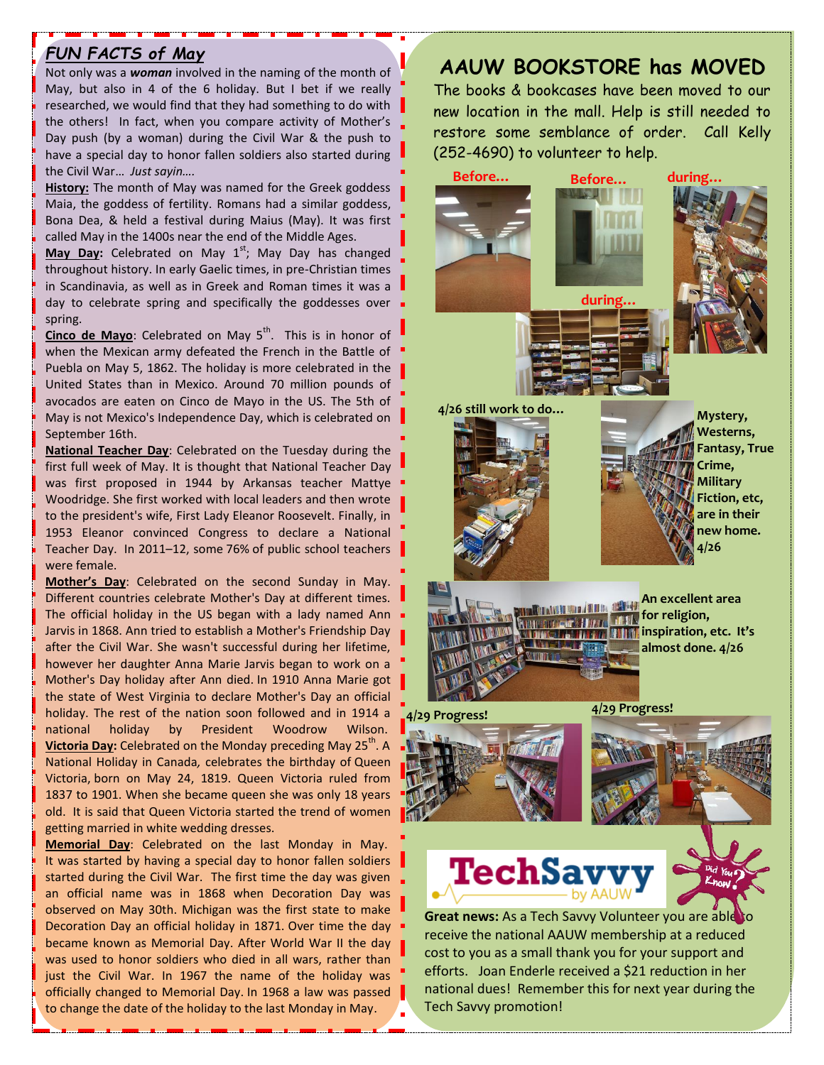## *FUN FACTS of May*

Not only was a ***woman*** involved in the naming of the month of May, but also in 4 of the 6 holiday. But I bet if we really researched, we would find that they had something to do with the others! In fact, when you compare activity of Mother's Day push (by a woman) during the Civil War & the push to have a special day to honor fallen soldiers also started during the Civil War… *Just sayin….*

**History:** The month of May was named for the Greek goddess Maia, the goddess of fertility. Romans had a similar goddess, Bona Dea, & held a festival during Maius (May). It was first called May in the 1400s near the end of the Middle Ages.

**May Day:** Celebrated on May 1st; May Day has changed throughout history. In early Gaelic times, in pre-Christian times in Scandinavia, as well as in Greek and Roman times it was a day to celebrate spring and specifically the goddesses over spring.

**Cinco de Mayo**: Celebrated on May 5th. This is in honor of when the Mexican army defeated the French in the Battle of Puebla on May 5, 1862. The holiday is more celebrated in the United States than in Mexico. Around 70 million pounds of avocados are eaten on Cinco de Mayo in the US. The 5th of May is not Mexico's Independence Day, which is celebrated on September 16th.

**National Teacher Day**: Celebrated on the Tuesday during the first full week of May. It is thought that National Teacher Day was first proposed in 1944 by Arkansas teacher Mattye Woodridge. She first worked with local leaders and then wrote to the president's wife, First Lady Eleanor Roosevelt. Finally, in 1953 Eleanor convinced Congress to declare a National Teacher Day. In 2011–12, some 76% of public school teachers were female.

**Mother's Day**: Celebrated on the second Sunday in May. Different countries celebrate Mother's Day at different times. The official holiday in the US began with a lady named Ann Jarvis in 1868. Ann tried to establish a Mother's Friendship Day after the Civil War. She wasn't successful during her lifetime, however her daughter Anna Marie Jarvis began to work on a Mother's Day holiday after Ann died. In 1910 Anna Marie got the state of West Virginia to declare Mother's Day an official holiday. The rest of the nation soon followed and in 1914 a national holiday by President Woodrow Wilson.

**Victoria Day:** Celebrated on the Monday preceding May 25th. A National Holiday in Canada, celebrates the birthday of Queen Victoria, born on May 24, 1819. Queen Victoria ruled from 1837 to 1901. When she became queen she was only 18 years old. It is said that Queen Victoria started the trend of women getting married in white wedding dresses.

**Memorial Day**: Celebrated on the last Monday in May. It was started by having a special day to honor fallen soldiers started during the Civil War. The first time the day was given an official name was in 1868 when Decoration Day was observed on May 30th. Michigan was the first state to make Decoration Day an official holiday in 1871. Over time the day became known as Memorial Day. After World War II the day was used to honor soldiers who died in all wars, rather than just the Civil War. In 1967 the name of the holiday was officially changed to Memorial Day. In 1968 a law was passed to change the date of the holiday to the last Monday in May.

## AAUW BOOKSTORE has MOVED

The books & bookcases have been moved to our new location in the mall. Help is still needed to restore some semblance of order. Call Kelly (252-4690) to volunteer to help.

**Before…** **Before…** **during…**

**during…**

**4/26 still work to do…**

**Mystery, Westerns, Fantasy, True Crime, Military Fiction, etc, are in their new home. 4/26**

**An excellent area for religion, inspiration, etc. It's almost done. 4/26**

**4/29 Progress!** **4/29 Progress!**

TechSavvy by AAUW

Did You Know?

**Great news:** As a Tech Savvy Volunteer you are able to receive the national AAUW membership at a reduced cost to you as a small thank you for your support and efforts. Joan Enderle received a $21 reduction in her national dues! Remember this for next year during the Tech Savvy promotion!